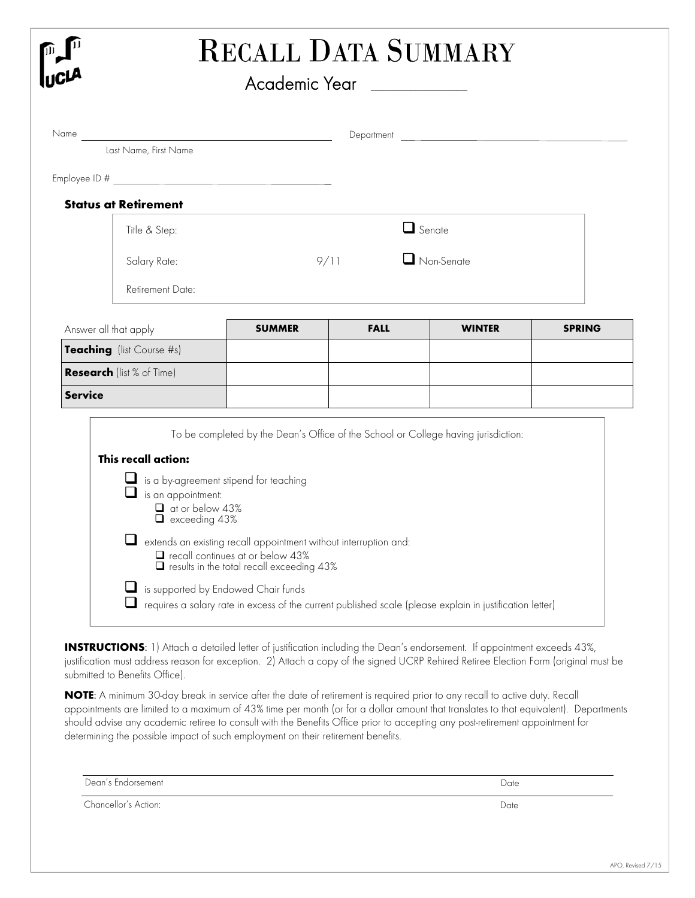# Recall Data Summary

Academic Year \_\_\_\_\_\_\_\_\_\_\_\_

Name \_\_\_\_\_\_\_\_\_\_\_\_\_\_\_\_\_\_\_\_\_\_\_\_\_\_\_\_\_\_ Department \_\_\_\_\_\_\_\_\_\_\_\_\_\_\_\_\_\_\_\_\_\_\_\_\_\_\_\_\_\_

Last Name, First Name

Employee ID # \_\_\_\_\_\_\_\_\_\_\_\_\_\_\_\_\_\_\_\_\_\_\_\_\_\_\_\_\_\_

### Status at Retirement

Title & Step: ☐ Senate

Salary Rate: 9/11 ☐ Non-Senate

Retirement Date:

| Answer all that apply | SUMMER | FALL | WINTER | SPRING |
|---|---|---|---|---|
| **Teaching** (list Course #s) | | | | |
| **Research** (list % of Time) | | | | |
| **Service** | | | | |

To be completed by the Dean's Office of the School or College having jurisdiction:

**This recall action:**

- ☐ is a by-agreement stipend for teaching
- ☐ is an appointment:
  - ☐ at or below 43%
  - ☐ exceeding 43%
- ☐ extends an existing recall appointment without interruption and:
  - ☐ recall continues at or below 43%
  - ☐ results in the total recall exceeding 43%
- ☐ is supported by Endowed Chair funds
- ☐ requires a salary rate in excess of the current published scale (please explain in justification letter)

**INSTRUCTIONS**: 1) Attach a detailed letter of justification including the Dean's endorsement. If appointment exceeds 43%, justification must address reason for exception. 2) Attach a copy of the signed UCRP Rehired Retiree Election Form (original must be submitted to Benefits Office).

**NOTE**: A minimum 30-day break in service after the date of retirement is required prior to any recall to active duty. Recall appointments are limited to a maximum of 43% time per month (or for a dollar amount that translates to that equivalent). Departments should advise any academic retiree to consult with the Benefits Office prior to accepting any post-retirement appointment for determining the possible impact of such employment on their retirement benefits.

Dean's Endorsement \_\_\_\_\_\_\_\_\_\_\_\_\_\_\_\_\_\_\_\_\_\_\_\_\_\_\_\_\_\_ Date \_\_\_\_\_\_\_\_\_\_\_\_

Chancellor's Action: \_\_\_\_\_\_\_\_\_\_\_\_\_\_\_\_\_\_\_\_\_\_\_\_\_\_\_\_\_\_ Date \_\_\_\_\_\_\_\_\_\_\_\_

APO, Revised 7/15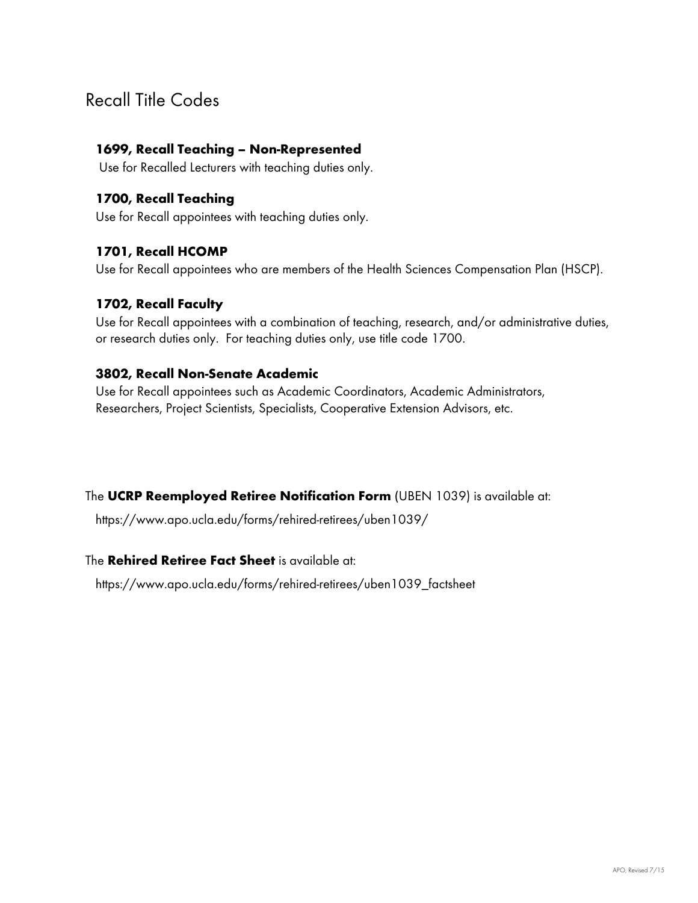## Recall Title Codes

**1699, Recall Teaching – Non-Represented**
Use for Recalled Lecturers with teaching duties only.

**1700, Recall Teaching**
Use for Recall appointees with teaching duties only.

**1701, Recall HCOMP**
Use for Recall appointees who are members of the Health Sciences Compensation Plan (HSCP).

**1702, Recall Faculty**
Use for Recall appointees with a combination of teaching, research, and/or administrative duties, or research duties only. For teaching duties only, use title code 1700.

**3802, Recall Non-Senate Academic**
Use for Recall appointees such as Academic Coordinators, Academic Administrators, Researchers, Project Scientists, Specialists, Cooperative Extension Advisors, etc.

The **UCRP Reemployed Retiree Notification Form** (UBEN 1039) is available at:

https://www.apo.ucla.edu/forms/rehired-retirees/uben1039/

The **Rehired Retiree Fact Sheet** is available at:

https://www.apo.ucla.edu/forms/rehired-retirees/uben1039_factsheet

APO, Revised 7/15